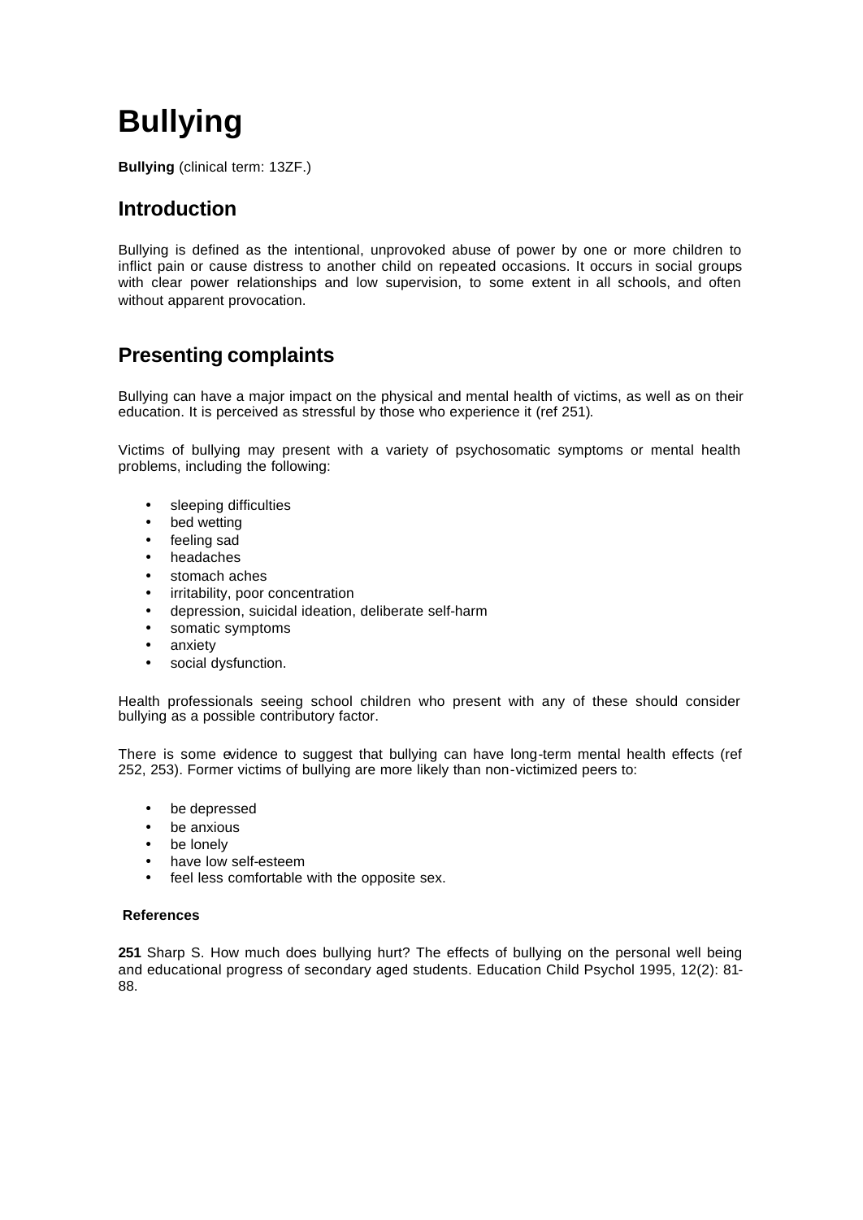# Bullying

**Bullying** (clinical term: 13ZF.)

## Introduction

Bullying is defined as the intentional, unprovoked abuse of power by one or more children to inflict pain or cause distress to another child on repeated occasions. It occurs in social groups with clear power relationships and low supervision, to some extent in all schools, and often without apparent provocation.

## Presenting complaints

Bullying can have a major impact on the physical and mental health of victims, as well as on their education. It is perceived as stressful by those who experience it (ref 251).

Victims of bullying may present with a variety of psychosomatic symptoms or mental health problems, including the following:

- sleeping difficulties
- bed wetting
- feeling sad
- headaches
- stomach aches
- irritability, poor concentration
- depression, suicidal ideation, deliberate self-harm
- somatic symptoms
- anxiety
- social dysfunction.

Health professionals seeing school children who present with any of these should consider bullying as a possible contributory factor.

There is some evidence to suggest that bullying can have long-term mental health effects (ref 252, 253). Former victims of bullying are more likely than non-victimized peers to:

- be depressed
- be anxious
- be lonely
- have low self-esteem
- feel less comfortable with the opposite sex.

**References**

**251** Sharp S. How much does bullying hurt? The effects of bullying on the personal well being and educational progress of secondary aged students. Education Child Psychol 1995, 12(2): 81-88.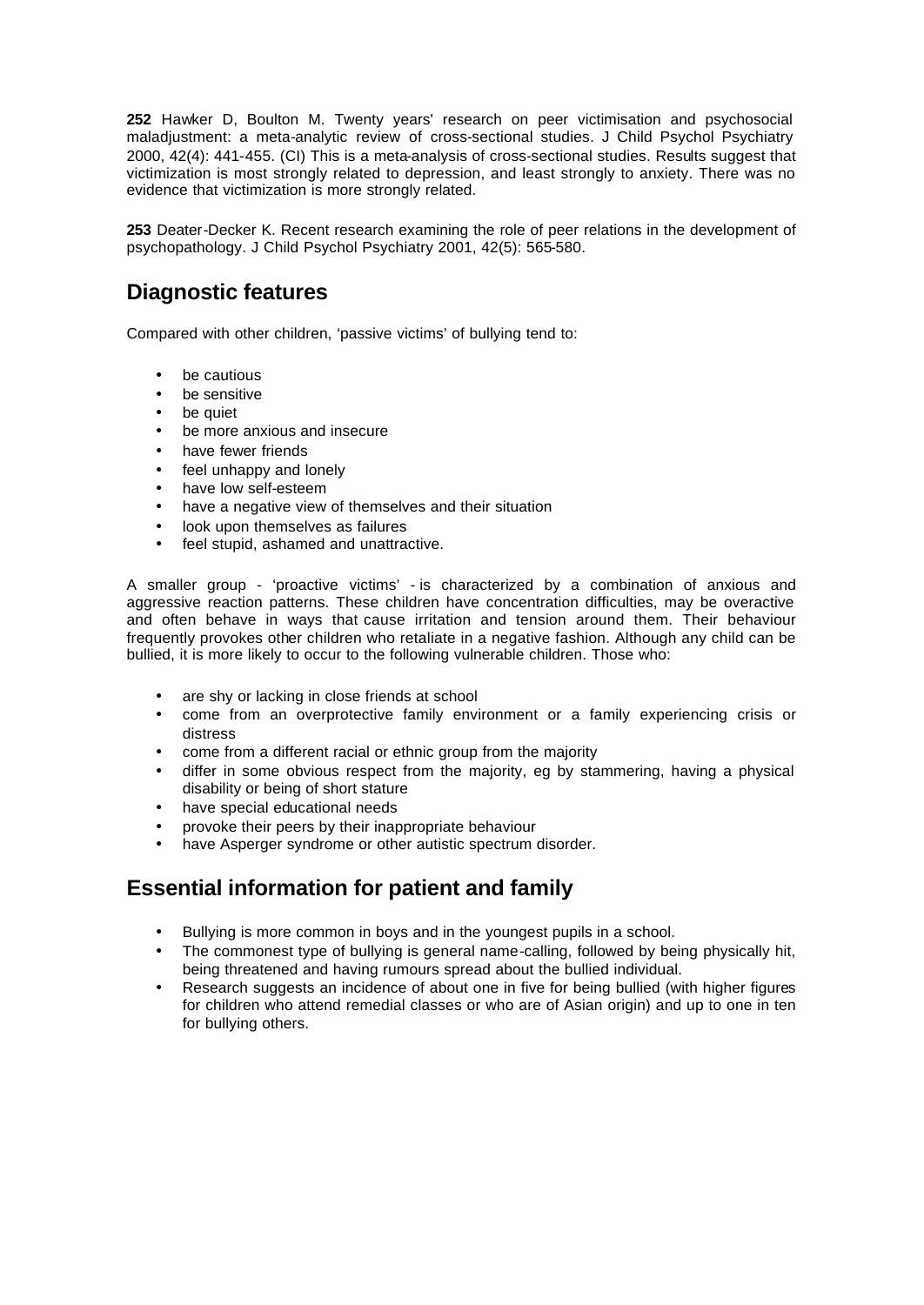**252** Hawker D, Boulton M. Twenty years' research on peer victimisation and psychosocial maladjustment: a meta-analytic review of cross-sectional studies. J Child Psychol Psychiatry 2000, 42(4): 441-455. (CI) This is a meta-analysis of cross-sectional studies. Results suggest that victimization is most strongly related to depression, and least strongly to anxiety. There was no evidence that victimization is more strongly related.

**253** Deater-Decker K. Recent research examining the role of peer relations in the development of psychopathology. J Child Psychol Psychiatry 2001, 42(5): 565-580.

## Diagnostic features

Compared with other children, 'passive victims' of bullying tend to:

- be cautious
- be sensitive
- be quiet
- be more anxious and insecure
- have fewer friends
- feel unhappy and lonely
- have low self-esteem
- have a negative view of themselves and their situation
- look upon themselves as failures
- feel stupid, ashamed and unattractive.

A smaller group - 'proactive victims' - is characterized by a combination of anxious and aggressive reaction patterns. These children have concentration difficulties, may be overactive and often behave in ways that cause irritation and tension around them. Their behaviour frequently provokes other children who retaliate in a negative fashion. Although any child can be bullied, it is more likely to occur to the following vulnerable children. Those who:

- are shy or lacking in close friends at school
- come from an overprotective family environment or a family experiencing crisis or distress
- come from a different racial or ethnic group from the majority
- differ in some obvious respect from the majority, eg by stammering, having a physical disability or being of short stature
- have special educational needs
- provoke their peers by their inappropriate behaviour
- have Asperger syndrome or other autistic spectrum disorder.

## Essential information for patient and family

- Bullying is more common in boys and in the youngest pupils in a school.
- The commonest type of bullying is general name-calling, followed by being physically hit, being threatened and having rumours spread about the bullied individual.
- Research suggests an incidence of about one in five for being bullied (with higher figures for children who attend remedial classes or who are of Asian origin) and up to one in ten for bullying others.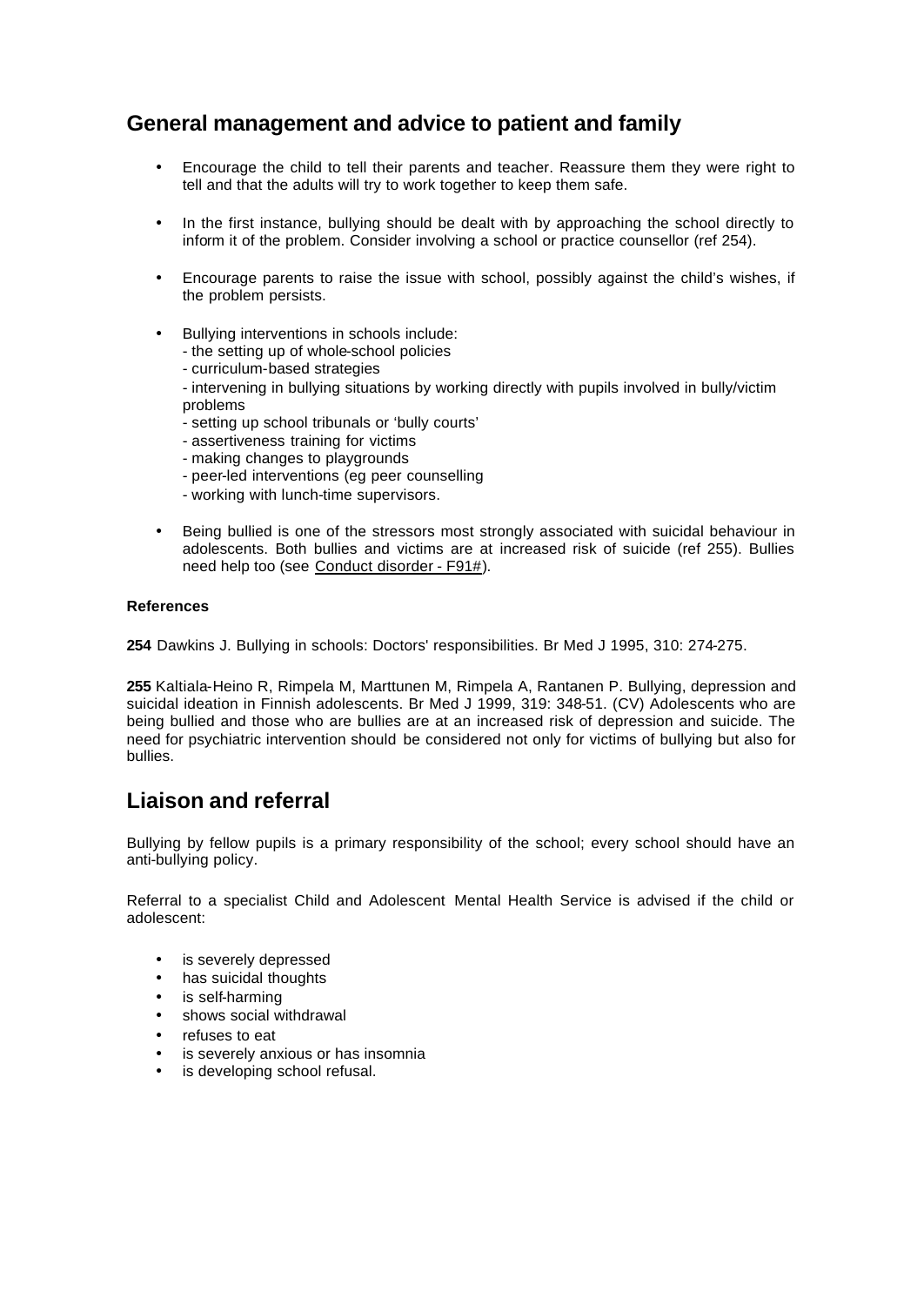## General management and advice to patient and family

- Encourage the child to tell their parents and teacher. Reassure them they were right to tell and that the adults will try to work together to keep them safe.
- In the first instance, bullying should be dealt with by approaching the school directly to inform it of the problem. Consider involving a school or practice counsellor (ref 254).
- Encourage parents to raise the issue with school, possibly against the child's wishes, if the problem persists.
- Bullying interventions in schools include:
  - the setting up of whole-school policies
  - curriculum-based strategies
  - intervening in bullying situations by working directly with pupils involved in bully/victim problems
  - setting up school tribunals or 'bully courts'
  - assertiveness training for victims
  - making changes to playgrounds
  - peer-led interventions (eg peer counselling
  - working with lunch-time supervisors.
- Being bullied is one of the stressors most strongly associated with suicidal behaviour in adolescents. Both bullies and victims are at increased risk of suicide (ref 255). Bullies need help too (see Conduct disorder - F91#).

#### References

**254** Dawkins J. Bullying in schools: Doctors' responsibilities. Br Med J 1995, 310: 274-275.

**255** Kaltiala-Heino R, Rimpela M, Marttunen M, Rimpela A, Rantanen P. Bullying, depression and suicidal ideation in Finnish adolescents. Br Med J 1999, 319: 348-51. (CV) Adolescents who are being bullied and those who are bullies are at an increased risk of depression and suicide. The need for psychiatric intervention should be considered not only for victims of bullying but also for bullies.

## Liaison and referral

Bullying by fellow pupils is a primary responsibility of the school; every school should have an anti-bullying policy.

Referral to a specialist Child and Adolescent Mental Health Service is advised if the child or adolescent:

- is severely depressed
- has suicidal thoughts
- is self-harming
- shows social withdrawal
- refuses to eat
- is severely anxious or has insomnia
- is developing school refusal.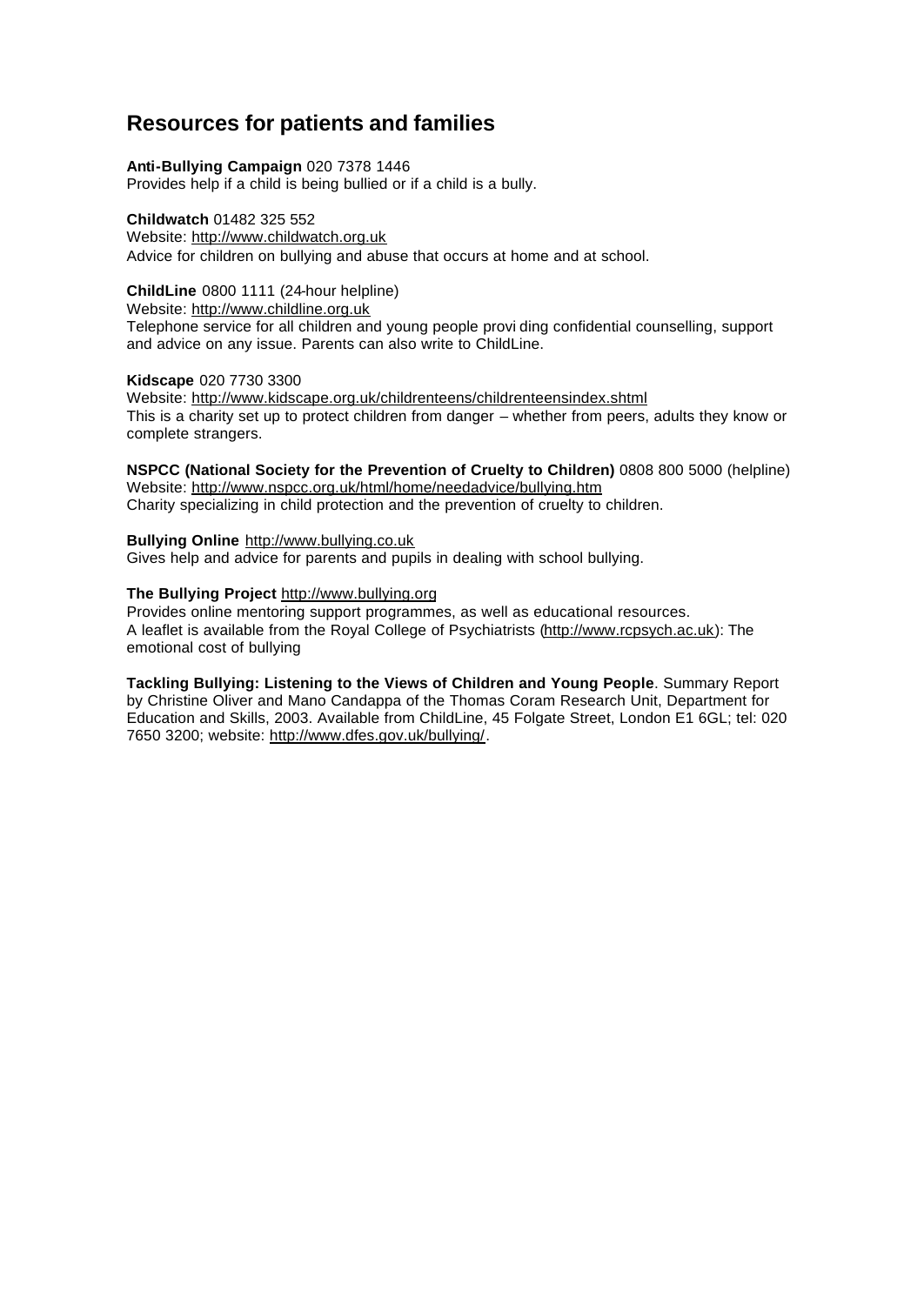## Resources for patients and families

**Anti-Bullying Campaign** 020 7378 1446
Provides help if a child is being bullied or if a child is a bully.

**Childwatch** 01482 325 552
Website: http://www.childwatch.org.uk
Advice for children on bullying and abuse that occurs at home and at school.

**ChildLine** 0800 1111 (24-hour helpline)
Website: http://www.childline.org.uk
Telephone service for all children and young people provi ding confidential counselling, support and advice on any issue. Parents can also write to ChildLine.

**Kidscape** 020 7730 3300
Website: http://www.kidscape.org.uk/childrenteens/childrenteensindex.shtml
This is a charity set up to protect children from danger – whether from peers, adults they know or complete strangers.

**NSPCC (National Society for the Prevention of Cruelty to Children)** 0808 800 5000 (helpline)
Website: http://www.nspcc.org.uk/html/home/needadvice/bullying.htm
Charity specializing in child protection and the prevention of cruelty to children.

**Bullying Online** http://www.bullying.co.uk
Gives help and advice for parents and pupils in dealing with school bullying.

**The Bullying Project** http://www.bullying.org
Provides online mentoring support programmes, as well as educational resources.
A leaflet is available from the Royal College of Psychiatrists (http://www.rcpsych.ac.uk): The emotional cost of bullying

**Tackling Bullying: Listening to the Views of Children and Young People**. Summary Report by Christine Oliver and Mano Candappa of the Thomas Coram Research Unit, Department for Education and Skills, 2003. Available from ChildLine, 45 Folgate Street, London E1 6GL; tel: 020 7650 3200; website: http://www.dfes.gov.uk/bullying/.